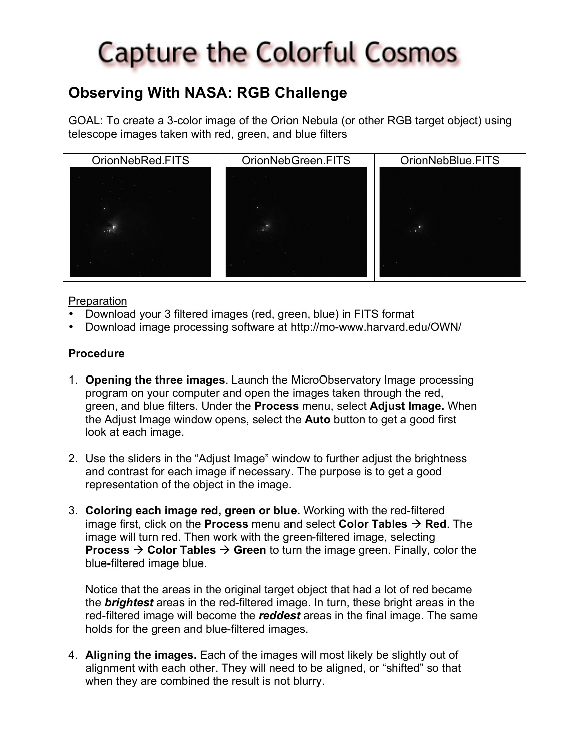# Capture the Colorful Cosmos

## Observing With NASA: RGB Challenge

GOAL: To create a 3-color image of the Orion Nebula (or other RGB target object) using telescope images taken with red, green, and blue filters

| OrionNebRed.FITS | OrionNebGreen.FITS | OrionNebBlue.FITS |
|---|---|---|
| | | |

<u>Preparation</u>

- Download your 3 filtered images (red, green, blue) in FITS format
- Download image processing software at http://mo-www.harvard.edu/OWN/

### Procedure

1. **Opening the three images**. Launch the MicroObservatory Image processing program on your computer and open the images taken through the red, green, and blue filters. Under the **Process** menu, select **Adjust Image.** When the Adjust Image window opens, select the **Auto** button to get a good first look at each image.

2. Use the sliders in the "Adjust Image" window to further adjust the brightness and contrast for each image if necessary. The purpose is to get a good representation of the object in the image.

3. **Coloring each image red, green or blue.** Working with the red-filtered image first, click on the **Process** menu and select **Color Tables → Red**. The image will turn red. Then work with the green-filtered image, selecting **Process → Color Tables → Green** to turn the image green. Finally, color the blue-filtered image blue.

   Notice that the areas in the original target object that had a lot of red became the ***brightest*** areas in the red-filtered image. In turn, these bright areas in the red-filtered image will become the ***reddest*** areas in the final image. The same holds for the green and blue-filtered images.

4. **Aligning the images.** Each of the images will most likely be slightly out of alignment with each other. They will need to be aligned, or "shifted" so that when they are combined the result is not blurry.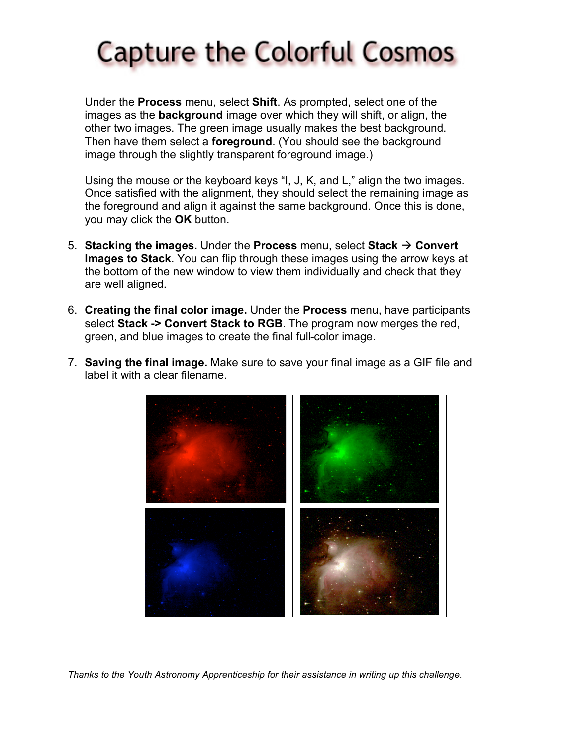# Capture the Colorful Cosmos

Under the **Process** menu, select **Shift**. As prompted, select one of the images as the **background** image over which they will shift, or align, the other two images. The green image usually makes the best background. Then have them select a **foreground**. (You should see the background image through the slightly transparent foreground image.)

Using the mouse or the keyboard keys “I, J, K, and L,” align the two images. Once satisfied with the alignment, they should select the remaining image as the foreground and align it against the same background. Once this is done, you may click the **OK** button.

5. **Stacking the images.** Under the **Process** menu, select **Stack → Convert Images to Stack**. You can flip through these images using the arrow keys at the bottom of the new window to view them individually and check that they are well aligned.

6. **Creating the final color image.** Under the **Process** menu, have participants select **Stack -> Convert Stack to RGB**. The program now merges the red, green, and blue images to create the final full-color image.

7. **Saving the final image.** Make sure to save your final image as a GIF file and label it with a clear filename.

*Thanks to the Youth Astronomy Apprenticeship for their assistance in writing up this challenge.*